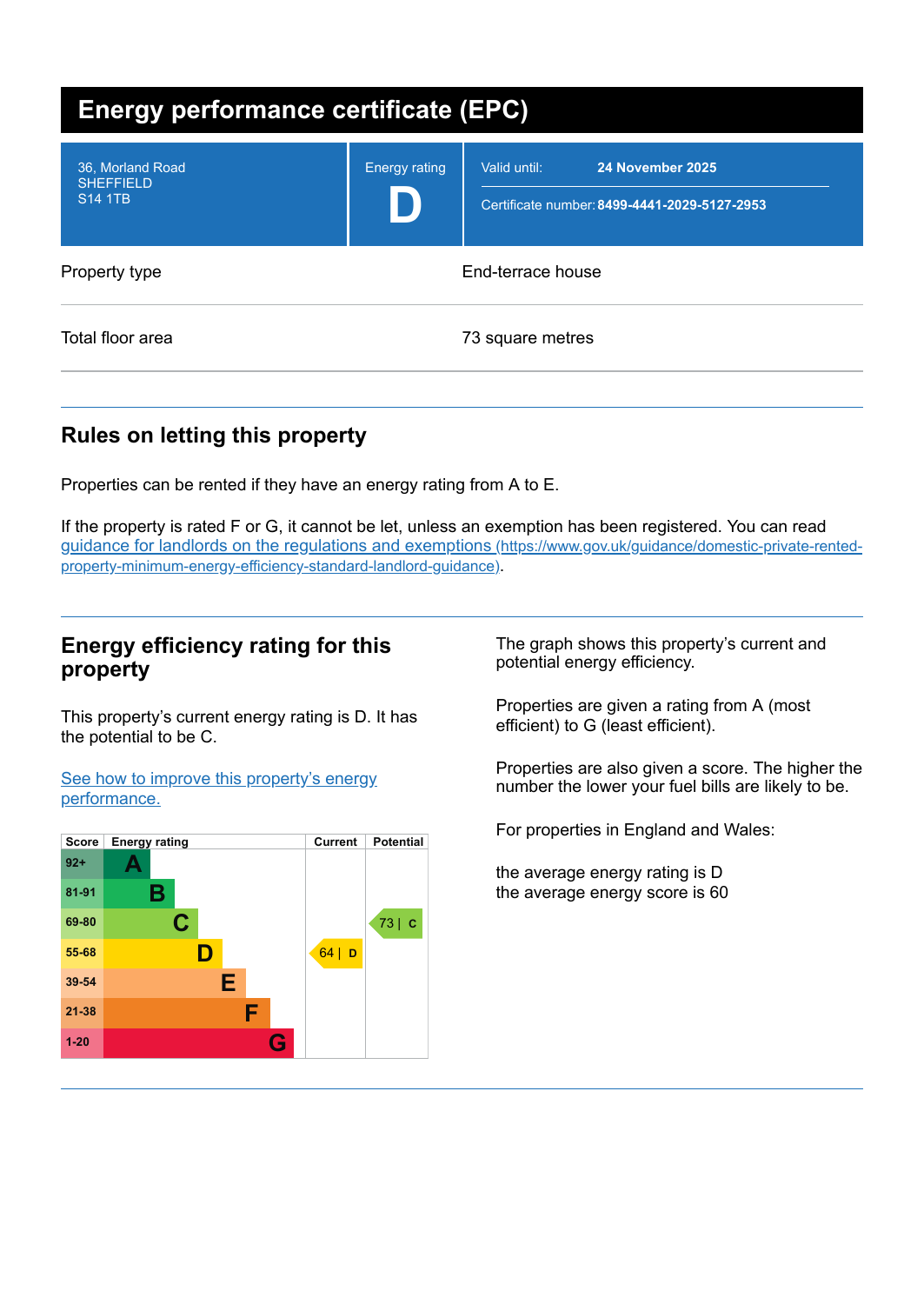# Energy performance certificate (EPC)

| | | |
|---|---|---|
| 36, Morland Road<br>SHEFFIELD<br>S14 1TB | Energy rating<br>**D** | Valid until: **24 November 2025**<br>Certificate number: **8499-4441-2029-5127-2953** |

| | |
|---|---|
| Property type | End-terrace house |
| Total floor area | 73 square metres |

## Rules on letting this property

Properties can be rented if they have an energy rating from A to E.

If the property is rated F or G, it cannot be let, unless an exemption has been registered. You can read guidance for landlords on the regulations and exemptions (https://www.gov.uk/guidance/domestic-private-rented-property-minimum-energy-efficiency-standard-landlord-guidance).

## Energy efficiency rating for this property

This property's current energy rating is D. It has the potential to be C.

See how to improve this property's energy performance.

| Score | Energy rating | Current | Potential |
|---|---|---|---|
| 92+ | A | | |
| 81-91 | B | | |
| 69-80 | C | | 73 \| C |
| 55-68 | D | 64 \| D | |
| 39-54 | E | | |
| 21-38 | F | | |
| 1-20 | G | | |

The graph shows this property's current and potential energy efficiency.

Properties are given a rating from A (most efficient) to G (least efficient).

Properties are also given a score. The higher the number the lower your fuel bills are likely to be.

For properties in England and Wales:

the average energy rating is D
the average energy score is 60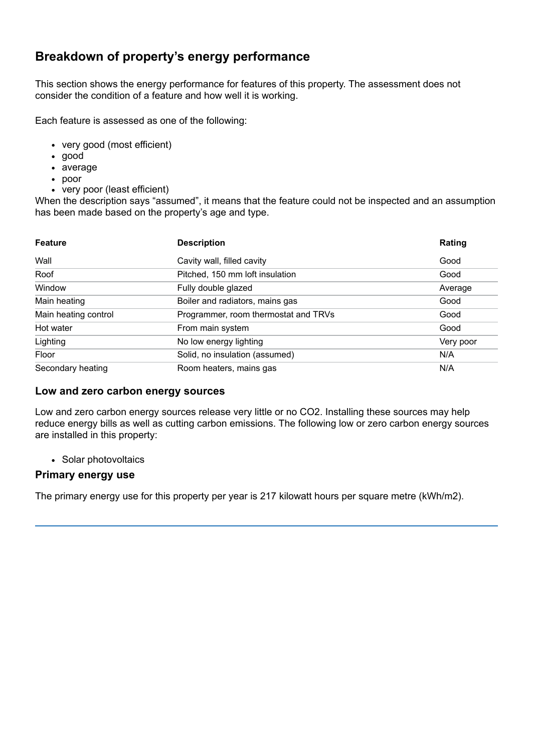## Breakdown of property's energy performance

This section shows the energy performance for features of this property. The assessment does not consider the condition of a feature and how well it is working.

Each feature is assessed as one of the following:

- very good (most efficient)
- good
- average
- poor
- very poor (least efficient)

When the description says "assumed", it means that the feature could not be inspected and an assumption has been made based on the property's age and type.

| Feature | Description | Rating |
|---|---|---|
| Wall | Cavity wall, filled cavity | Good |
| Roof | Pitched, 150 mm loft insulation | Good |
| Window | Fully double glazed | Average |
| Main heating | Boiler and radiators, mains gas | Good |
| Main heating control | Programmer, room thermostat and TRVs | Good |
| Hot water | From main system | Good |
| Lighting | No low energy lighting | Very poor |
| Floor | Solid, no insulation (assumed) | N/A |
| Secondary heating | Room heaters, mains gas | N/A |

### Low and zero carbon energy sources

Low and zero carbon energy sources release very little or no $CO_2$. Installing these sources may help reduce energy bills as well as cutting carbon emissions. The following low or zero carbon energy sources are installed in this property:

- Solar photovoltaics

### Primary energy use

The primary energy use for this property per year is 217 kilowatt hours per square metre (kWh/m2).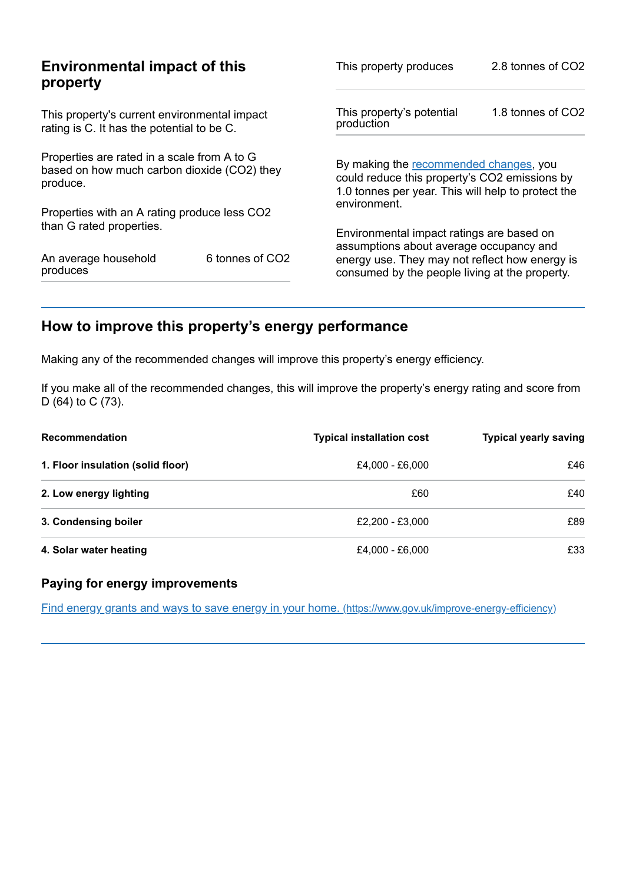## Environmental impact of this property

This property's current environmental impact rating is C. It has the potential to be C.

Properties are rated in a scale from A to G based on how much carbon dioxide ($CO_2$) they produce.

Properties with an A rating produce less $CO_2$ than G rated properties.

| | |
|---|---|
| An average household produces | 6 tonnes of $CO_2$ |

| | |
|---|---|
| This property produces | 2.8 tonnes of $CO_2$ |
| This property's potential production | 1.8 tonnes of $CO_2$ |

By making the recommended changes, you could reduce this property's $CO_2$ emissions by 1.0 tonnes per year. This will help to protect the environment.

Environmental impact ratings are based on assumptions about average occupancy and energy use. They may not reflect how energy is consumed by the people living at the property.

## How to improve this property's energy performance

Making any of the recommended changes will improve this property's energy efficiency.

If you make all of the recommended changes, this will improve the property's energy rating and score from D (64) to C (73).

| Recommendation | Typical installation cost | Typical yearly saving |
|---|---|---|
| **1. Floor insulation (solid floor)** | £4,000 - £6,000 | £46 |
| **2. Low energy lighting** | £60 | £40 |
| **3. Condensing boiler** | £2,200 - £3,000 | £89 |
| **4. Solar water heating** | £4,000 - £6,000 | £33 |

### Paying for energy improvements

[Find energy grants and ways to save energy in your home. (https://www.gov.uk/improve-energy-efficiency)](https://www.gov.uk/improve-energy-efficiency)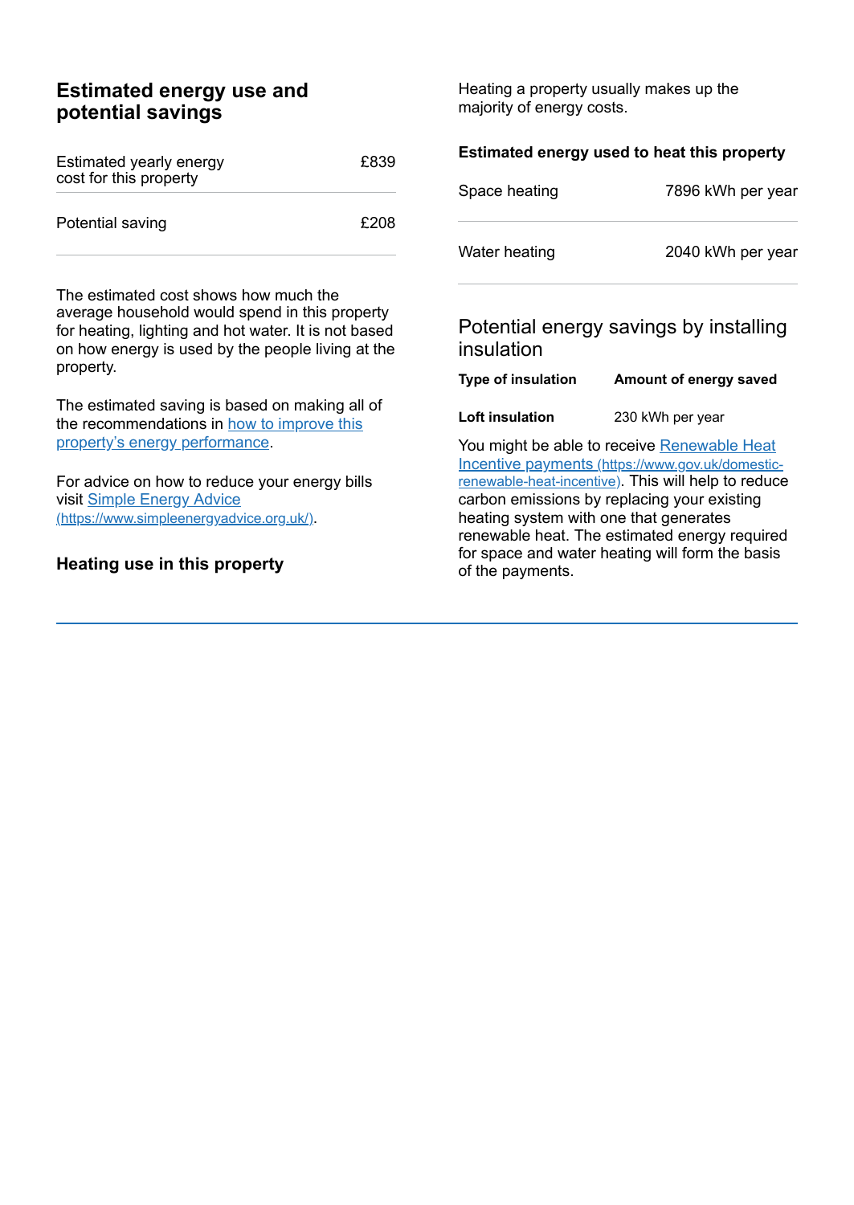## Estimated energy use and potential savings

| | |
|---|---|
| Estimated yearly energy cost for this property | £839 |
| Potential saving | £208 |

The estimated cost shows how much the average household would spend in this property for heating, lighting and hot water. It is not based on how energy is used by the people living at the property.

The estimated saving is based on making all of the recommendations in how to improve this property's energy performance.

For advice on how to reduce your energy bills visit Simple Energy Advice (https://www.simpleenergyadvice.org.uk/).

## Heating use in this property

Heating a property usually makes up the majority of energy costs.

### Estimated energy used to heat this property

| | |
|---|---|
| Space heating | 7896 kWh per year |
| Water heating | 2040 kWh per year |

### Potential energy savings by installing insulation

| Type of insulation | Amount of energy saved |
|---|---|
| **Loft insulation** | 230 kWh per year |

You might be able to receive Renewable Heat Incentive payments (https://www.gov.uk/domestic-renewable-heat-incentive). This will help to reduce carbon emissions by replacing your existing heating system with one that generates renewable heat. The estimated energy required for space and water heating will form the basis of the payments.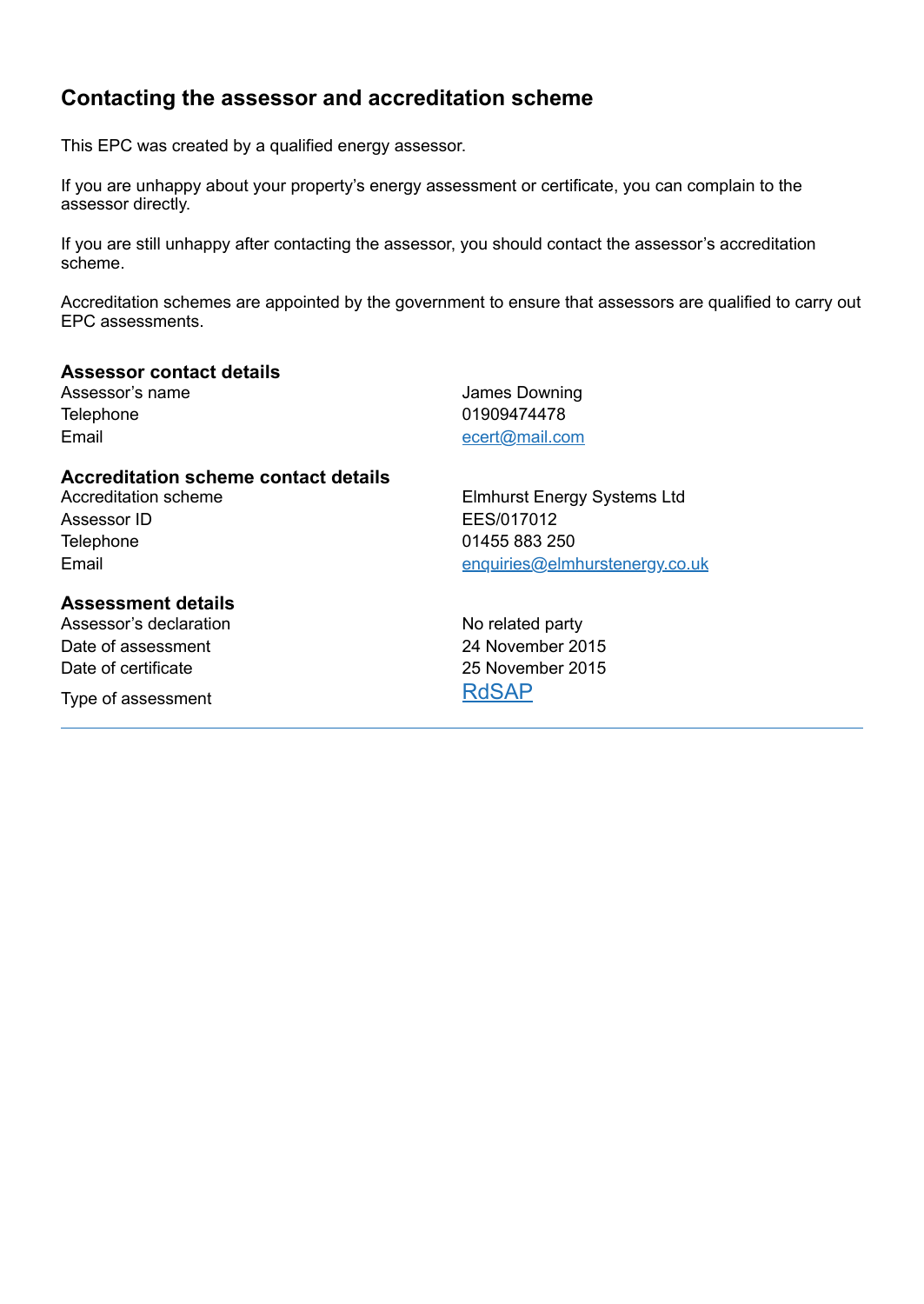## Contacting the assessor and accreditation scheme

This EPC was created by a qualified energy assessor.

If you are unhappy about your property's energy assessment or certificate, you can complain to the assessor directly.

If you are still unhappy after contacting the assessor, you should contact the assessor's accreditation scheme.

Accreditation schemes are appointed by the government to ensure that assessors are qualified to carry out EPC assessments.

### Assessor contact details

| | |
|---|---|
| Assessor's name | James Downing |
| Telephone | 01909474478 |
| Email | ecert@mail.com |

### Accreditation scheme contact details

| | |
|---|---|
| Accreditation scheme | Elmhurst Energy Systems Ltd |
| Assessor ID | EES/017012 |
| Telephone | 01455 883 250 |
| Email | enquiries@elmhurstenergy.co.uk |

### Assessment details

| | |
|---|---|
| Assessor's declaration | No related party |
| Date of assessment | 24 November 2015 |
| Date of certificate | 25 November 2015 |
| Type of assessment | RdSAP |